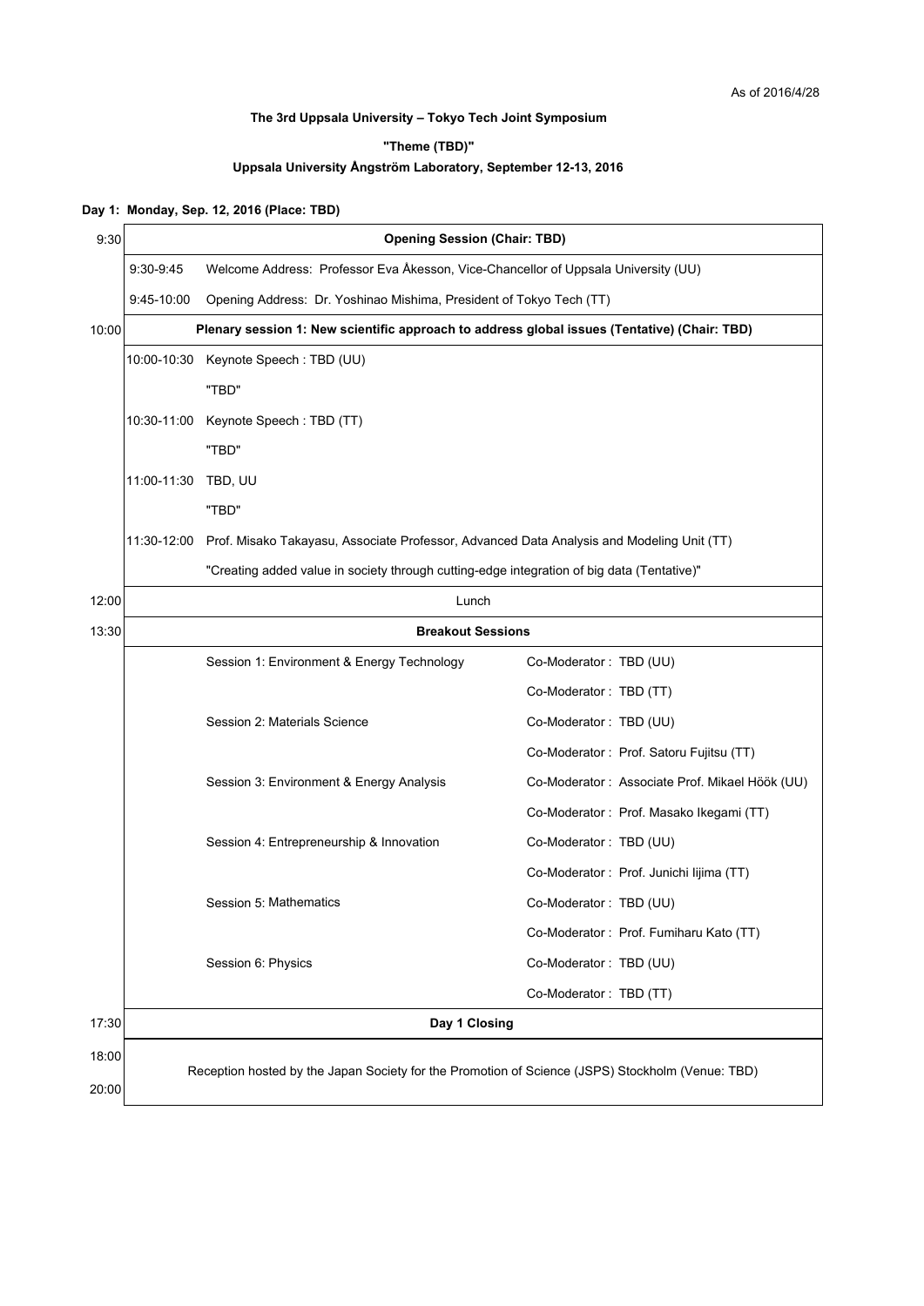As of 2016/4/28

**The 3rd Uppsala University – Tokyo Tech Joint Symposium**

**"Theme (TBD)"**

**Uppsala University Ångström Laboratory, September 12-13, 2016**

**Day 1: Monday, Sep. 12, 2016 (Place: TBD)**

| | | | |
|---|---|---|---|
| 9:30 | **Opening Session (Chair: TBD)** | | |
| | 9:30-9:45 | Welcome Address: Professor Eva Åkesson, Vice-Chancellor of Uppsala University (UU) | |
| | 9:45-10:00 | Opening Address: Dr. Yoshinao Mishima, President of Tokyo Tech (TT) | |
| 10:00 | **Plenary session 1: New scientific approach to address global issues (Tentative) (Chair: TBD)** | | |
| | 10:00-10:30 | Keynote Speech : TBD (UU) | |
| | | "TBD" | |
| | 10:30-11:00 | Keynote Speech : TBD (TT) | |
| | | "TBD" | |
| | 11:00-11:30 | TBD, UU | |
| | | "TBD" | |
| | 11:30-12:00 | Prof. Misako Takayasu, Associate Professor, Advanced Data Analysis and Modeling Unit (TT) | |
| | | "Creating added value in society through cutting-edge integration of big data (Tentative)" | |
| 12:00 | Lunch | | |
| 13:30 | **Breakout Sessions** | | |
| | | Session 1: Environment & Energy Technology | Co-Moderator : TBD (UU) |
| | | | Co-Moderator : TBD (TT) |
| | | Session 2: Materials Science | Co-Moderator : TBD (UU) |
| | | | Co-Moderator : Prof. Satoru Fujitsu (TT) |
| | | Session 3: Environment & Energy Analysis | Co-Moderator : Associate Prof. Mikael Höök (UU) |
| | | | Co-Moderator : Prof. Masako Ikegami (TT) |
| | | Session 4: Entrepreneurship & Innovation | Co-Moderator : TBD (UU) |
| | | | Co-Moderator : Prof. Junichi Iijima (TT) |
| | | Session 5: Mathematics | Co-Moderator : TBD (UU) |
| | | | Co-Moderator : Prof. Fumiharu Kato (TT) |
| | | Session 6: Physics | Co-Moderator : TBD (UU) |
| | | | Co-Moderator : TBD (TT) |
| 17:30 | **Day 1 Closing** | | |
| 18:00 - 20:00 | Reception hosted by the Japan Society for the Promotion of Science (JSPS) Stockholm (Venue: TBD) | | |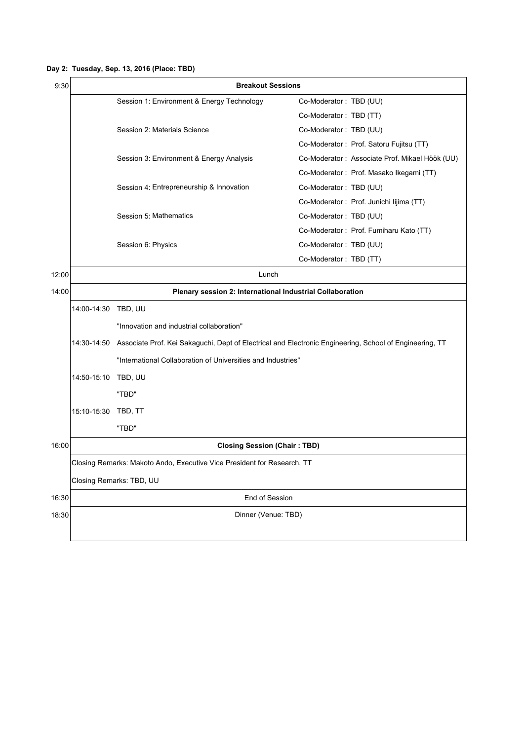**Day 2: Tuesday, Sep. 13, 2016 (Place: TBD)**

| | | | |
|---|---|---|---|
| 9:30 | **Breakout Sessions** | | |
| | | Session 1: Environment & Energy Technology | Co-Moderator : TBD (UU) |
| | | | Co-Moderator : TBD (TT) |
| | | Session 2: Materials Science | Co-Moderator : TBD (UU) |
| | | | Co-Moderator : Prof. Satoru Fujitsu (TT) |
| | | Session 3: Environment & Energy Analysis | Co-Moderator : Associate Prof. Mikael Höök (UU) |
| | | | Co-Moderator : Prof. Masako Ikegami (TT) |
| | | Session 4: Entrepreneurship & Innovation | Co-Moderator : TBD (UU) |
| | | | Co-Moderator : Prof. Junichi Iijima (TT) |
| | | Session 5: Mathematics | Co-Moderator : TBD (UU) |
| | | | Co-Moderator : Prof. Fumiharu Kato (TT) |
| | | Session 6: Physics | Co-Moderator : TBD (UU) |
| | | | Co-Moderator : TBD (TT) |
| 12:00 | Lunch | | |
| 14:00 | **Plenary session 2: International Industrial Collaboration** | | |
| | 14:00-14:30 | TBD, UU | |
| | | "Innovation and industrial collaboration" | |
| | 14:30-14:50 | Associate Prof. Kei Sakaguchi, Dept of Electrical and Electronic Engineering, School of Engineering, TT | |
| | | "International Collaboration of Universities and Industries" | |
| | 14:50-15:10 | TBD, UU | |
| | | "TBD" | |
| | 15:10-15:30 | TBD, TT | |
| | | "TBD" | |
| 16:00 | **Closing Session (Chair : TBD)** | | |
| | Closing Remarks: Makoto Ando, Executive Vice President for Research, TT | | |
| | Closing Remarks: TBD, UU | | |
| 16:30 | End of Session | | |
| 18:30 | Dinner (Venue: TBD) | | |